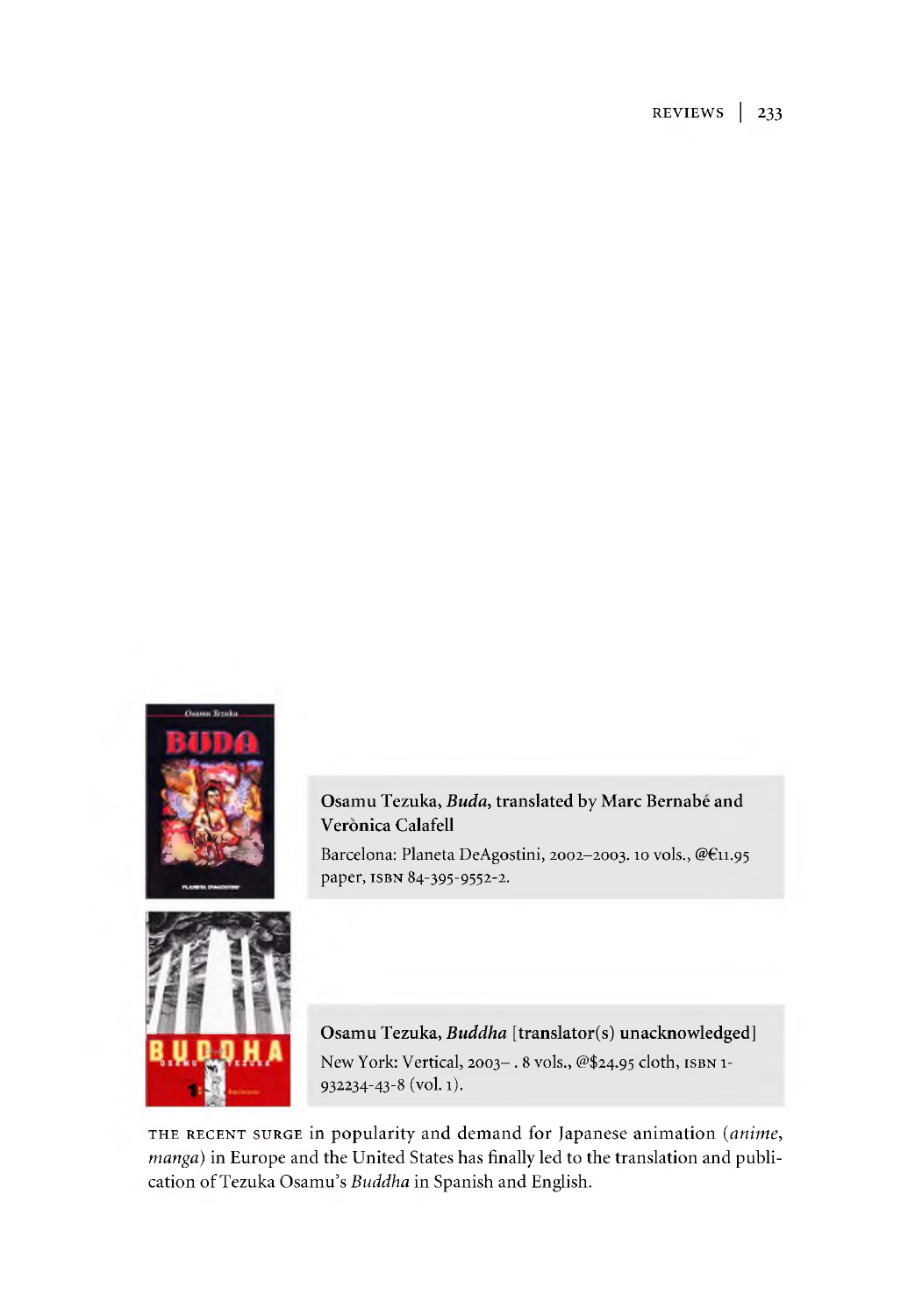**Osamu Tezuka, *Buda*, translated by Marc Bernabé and Verònica Calafell**

Barcelona: Planeta DeAgostini, 2002–2003. 10 vols., @€11.95 paper, ISBN 84-395-9552-2.

**Osamu Tezuka, *Buddha* [translator(s) unacknowledged]**

New York: Vertical, 2003– . 8 vols., @$24.95 cloth, ISBN 1-932234-43-8 (vol. 1).

THE RECENT SURGE in popularity and demand for Japanese animation (*anime*, *manga*) in Europe and the United States has finally led to the translation and publication of Tezuka Osamu's *Buddha* in Spanish and English.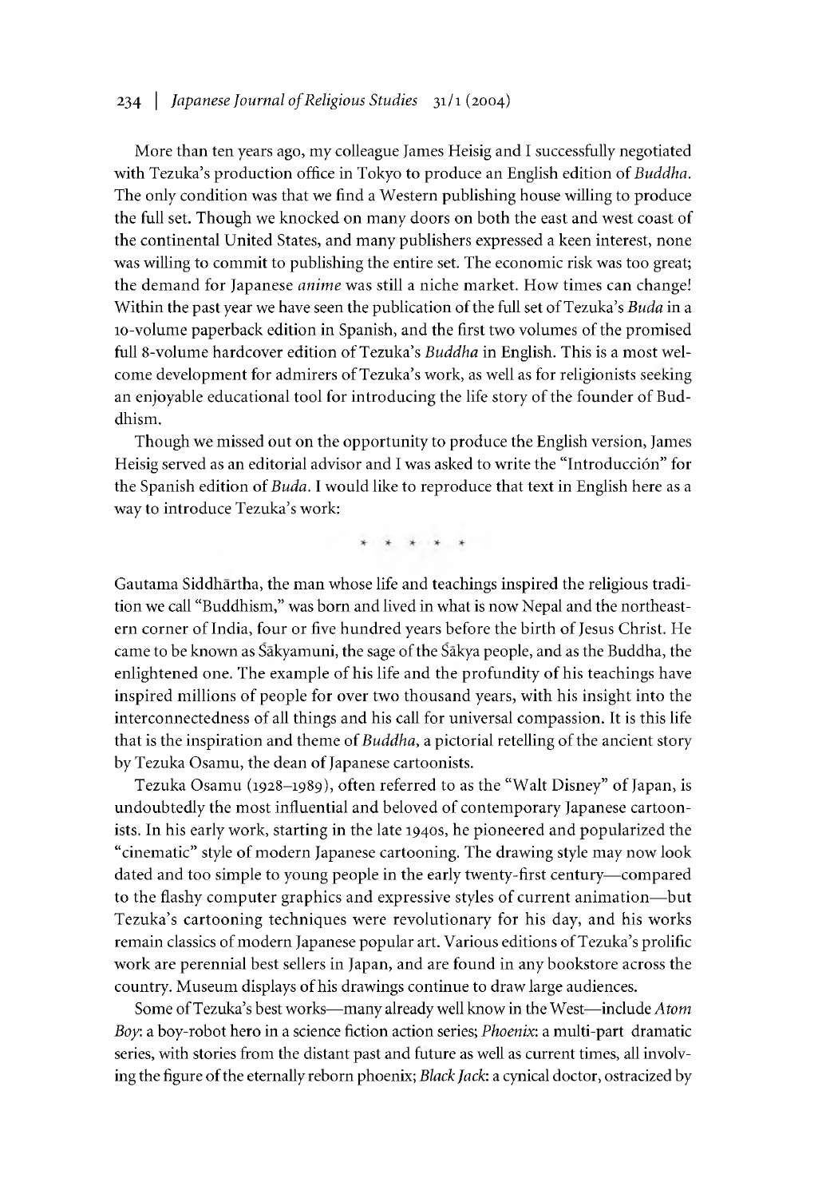More than ten years ago, my colleague James Heisig and I successfully negotiated with Tezuka's production office in Tokyo to produce an English edition of *Buddha*. The only condition was that we find a Western publishing house willing to produce the full set. Though we knocked on many doors on both the east and west coast of the continental United States, and many publishers expressed a keen interest, none was willing to commit to publishing the entire set. The economic risk was too great; the demand for Japanese *anime* was still a niche market. How times can change! Within the past year we have seen the publication of the full set of Tezuka's *Buda* in a 10-volume paperback edition in Spanish, and the first two volumes of the promised full 8-volume hardcover edition of Tezuka's *Buddha* in English. This is a most welcome development for admirers of Tezuka's work, as well as for religionists seeking an enjoyable educational tool for introducing the life story of the founder of Buddhism.

Though we missed out on the opportunity to produce the English version, James Heisig served as an editorial advisor and I was asked to write the "Introducción" for the Spanish edition of *Buda*. I would like to reproduce that text in English here as a way to introduce Tezuka's work:

\* \* \* \* \*

Gautama Siddhārtha, the man whose life and teachings inspired the religious tradition we call "Buddhism," was born and lived in what is now Nepal and the northeastern corner of India, four or five hundred years before the birth of Jesus Christ. He came to be known as Śākyamuni, the sage of the Śākya people, and as the Buddha, the enlightened one. The example of his life and the profundity of his teachings have inspired millions of people for over two thousand years, with his insight into the interconnectedness of all things and his call for universal compassion. It is this life that is the inspiration and theme of *Buddha*, a pictorial retelling of the ancient story by Tezuka Osamu, the dean of Japanese cartoonists.

Tezuka Osamu (1928–1989), often referred to as the "Walt Disney" of Japan, is undoubtedly the most influential and beloved of contemporary Japanese cartoonists. In his early work, starting in the late 1940s, he pioneered and popularized the "cinematic" style of modern Japanese cartooning. The drawing style may now look dated and too simple to young people in the early twenty-first century—compared to the flashy computer graphics and expressive styles of current animation—but Tezuka's cartooning techniques were revolutionary for his day, and his works remain classics of modern Japanese popular art. Various editions of Tezuka's prolific work are perennial best sellers in Japan, and are found in any bookstore across the country. Museum displays of his drawings continue to draw large audiences.

Some of Tezuka's best works—many already well know in the West—include *Atom Boy*: a boy-robot hero in a science fiction action series; *Phoenix*: a multi-part dramatic series, with stories from the distant past and future as well as current times, all involving the figure of the eternally reborn phoenix; *Black Jack*: a cynical doctor, ostracized by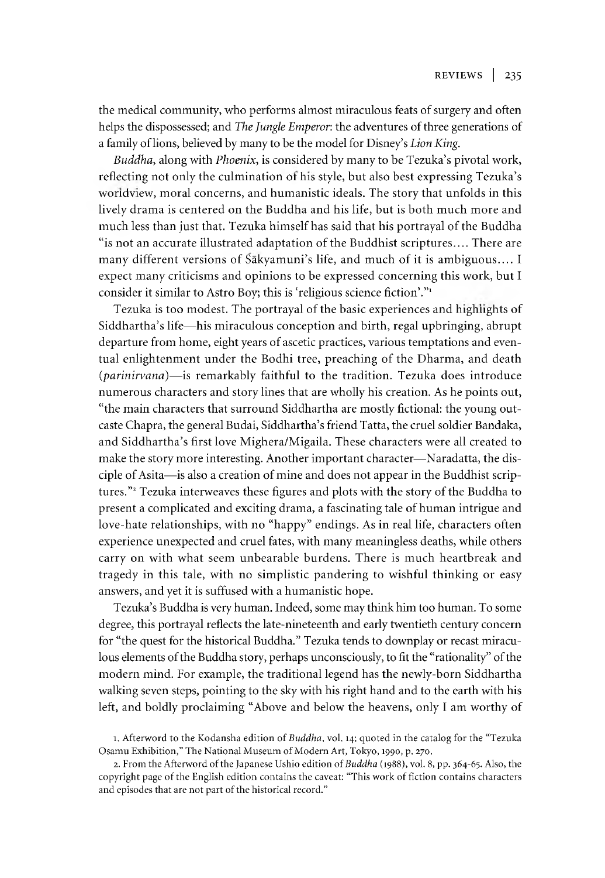the medical community, who performs almost miraculous feats of surgery and often helps the dispossessed; and *The Jungle Emperor*: the adventures of three generations of a family of lions, believed by many to be the model for Disney's *Lion King*.

*Buddha*, along with *Phoenix*, is considered by many to be Tezuka's pivotal work, reflecting not only the culmination of his style, but also best expressing Tezuka's worldview, moral concerns, and humanistic ideals. The story that unfolds in this lively drama is centered on the Buddha and his life, but is both much more and much less than just that. Tezuka himself has said that his portrayal of the Buddha "is not an accurate illustrated adaptation of the Buddhist scriptures.... There are many different versions of Śākyamuni's life, and much of it is ambiguous.... I expect many criticisms and opinions to be expressed concerning this work, but I consider it similar to Astro Boy; this is 'religious science fiction'."[1]

Tezuka is too modest. The portrayal of the basic experiences and highlights of Siddhartha's life—his miraculous conception and birth, regal upbringing, abrupt departure from home, eight years of ascetic practices, various temptations and eventual enlightenment under the Bodhi tree, preaching of the Dharma, and death (*parinirvana*)—is remarkably faithful to the tradition. Tezuka does introduce numerous characters and story lines that are wholly his creation. As he points out, "the main characters that surround Siddhartha are mostly fictional: the young outcaste Chapra, the general Budai, Siddhartha's friend Tatta, the cruel soldier Bandaka, and Siddhartha's first love Mighera/Migaila. These characters were all created to make the story more interesting. Another important character—Naradatta, the disciple of Asita—is also a creation of mine and does not appear in the Buddhist scriptures."[2] Tezuka interweaves these figures and plots with the story of the Buddha to present a complicated and exciting drama, a fascinating tale of human intrigue and love-hate relationships, with no "happy" endings. As in real life, characters often experience unexpected and cruel fates, with many meaningless deaths, while others carry on with what seem unbearable burdens. There is much heartbreak and tragedy in this tale, with no simplistic pandering to wishful thinking or easy answers, and yet it is suffused with a humanistic hope.

Tezuka's Buddha is very human. Indeed, some may think him too human. To some degree, this portrayal reflects the late-nineteenth and early twentieth century concern for "the quest for the historical Buddha." Tezuka tends to downplay or recast miraculous elements of the Buddha story, perhaps unconsciously, to fit the "rationality" of the modern mind. For example, the traditional legend has the newly-born Siddhartha walking seven steps, pointing to the sky with his right hand and to the earth with his left, and boldly proclaiming "Above and below the heavens, only I am worthy of

1. Afterword to the Kodansha edition of *Buddha*, vol. 14; quoted in the catalog for the "Tezuka Osamu Exhibition," The National Museum of Modern Art, Tokyo, 1990, p. 270.

2. From the Afterword of the Japanese Ushio edition of *Buddha* (1988), vol. 8, pp. 364-65. Also, the copyright page of the English edition contains the caveat: "This work of fiction contains characters and episodes that are not part of the historical record."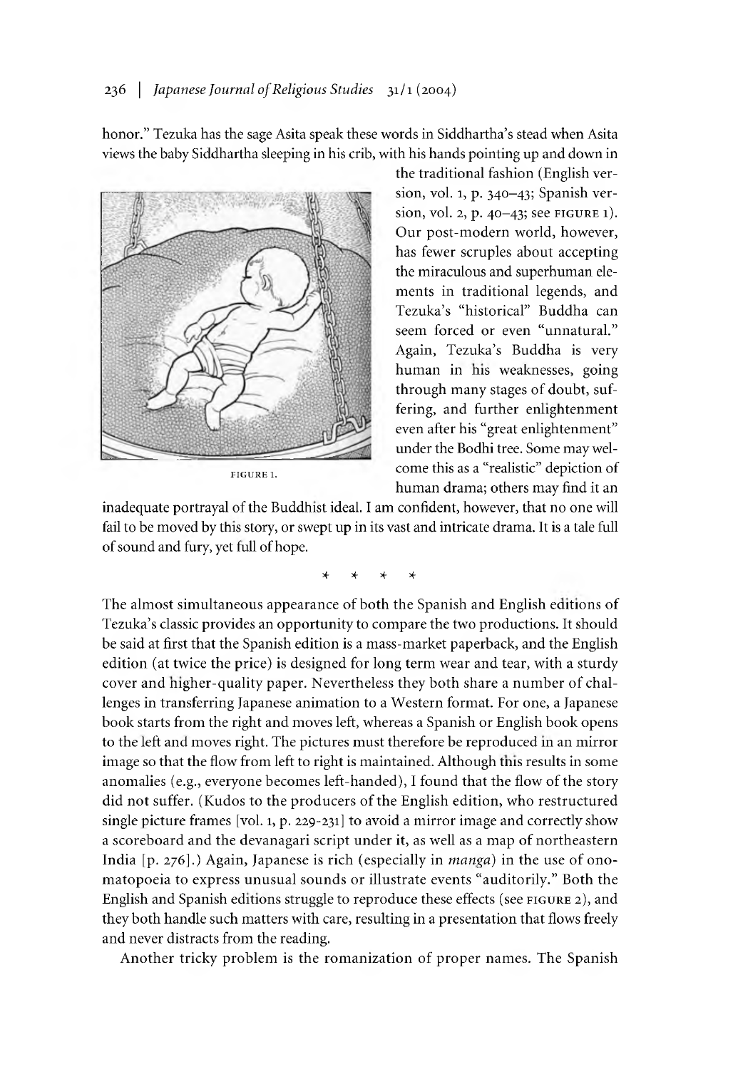honor." Tezuka has the sage Asita speak these words in Siddhartha's stead when Asita views the baby Siddhartha sleeping in his crib, with his hands pointing up and down in the traditional fashion (English version, vol. 1, p. 340–43; Spanish version, vol. 2, p. 40–43; see FIGURE 1). Our post-modern world, however, has fewer scruples about accepting the miraculous and superhuman elements in traditional legends, and Tezuka's "historical" Buddha can seem forced or even "unnatural." Again, Tezuka's Buddha is very human in his weaknesses, going through many stages of doubt, suffering, and further enlightenment even after his "great enlightenment" under the Bodhi tree. Some may welcome this as a "realistic" depiction of human drama; others may find it an inadequate portrayal of the Buddhist ideal. I am confident, however, that no one will fail to be moved by this story, or swept up in its vast and intricate drama. It is a tale full of sound and fury, yet full of hope.

FIGURE 1.

\* \* \* \*

The almost simultaneous appearance of both the Spanish and English editions of Tezuka's classic provides an opportunity to compare the two productions. It should be said at first that the Spanish edition is a mass-market paperback, and the English edition (at twice the price) is designed for long term wear and tear, with a sturdy cover and higher-quality paper. Nevertheless they both share a number of challenges in transferring Japanese animation to a Western format. For one, a Japanese book starts from the right and moves left, whereas a Spanish or English book opens to the left and moves right. The pictures must therefore be reproduced in an mirror image so that the flow from left to right is maintained. Although this results in some anomalies (e.g., everyone becomes left-handed), I found that the flow of the story did not suffer. (Kudos to the producers of the English edition, who restructured single picture frames [vol. 1, p. 229-231] to avoid a mirror image and correctly show a scoreboard and the devanagari script under it, as well as a map of northeastern India [p. 276].) Again, Japanese is rich (especially in *manga*) in the use of onomatopoeia to express unusual sounds or illustrate events "auditorily." Both the English and Spanish editions struggle to reproduce these effects (see FIGURE 2), and they both handle such matters with care, resulting in a presentation that flows freely and never distracts from the reading.

Another tricky problem is the romanization of proper names. The Spanish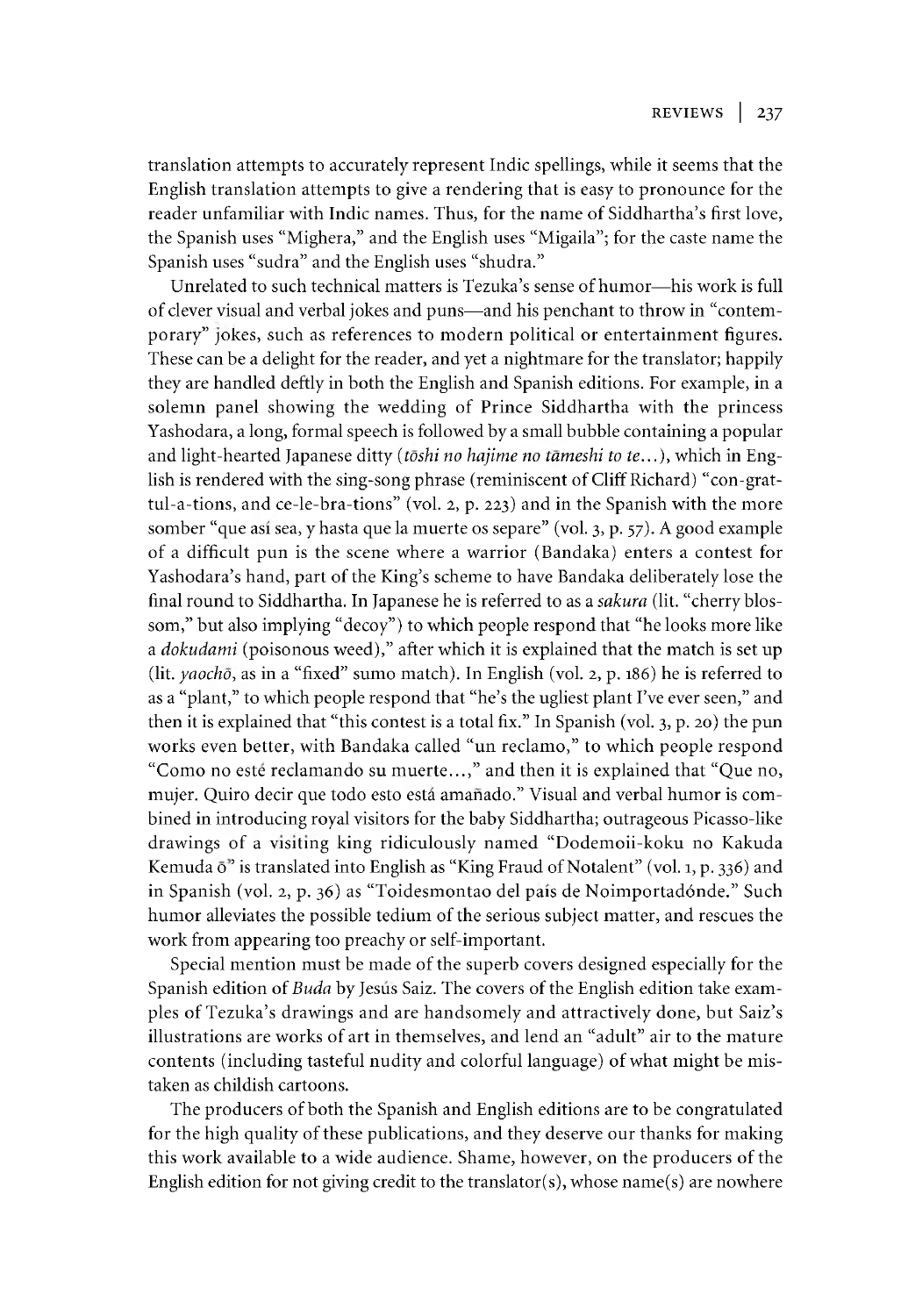translation attempts to accurately represent Indic spellings, while it seems that the English translation attempts to give a rendering that is easy to pronounce for the reader unfamiliar with Indic names. Thus, for the name of Siddhartha's first love, the Spanish uses "Mighera," and the English uses "Migaila"; for the caste name the Spanish uses "sudra" and the English uses "shudra."

Unrelated to such technical matters is Tezuka's sense of humor—his work is full of clever visual and verbal jokes and puns—and his penchant to throw in "contemporary" jokes, such as references to modern political or entertainment figures. These can be a delight for the reader, and yet a nightmare for the translator; happily they are handled deftly in both the English and Spanish editions. For example, in a solemn panel showing the wedding of Prince Siddhartha with the princess Yashodara, a long, formal speech is followed by a small bubble containing a popular and light-hearted Japanese ditty (*tōshi no hajime no tāmeshi to te…*), which in English is rendered with the sing-song phrase (reminiscent of Cliff Richard) "con-grat-tul-a-tions, and ce-le-bra-tions" (vol. 2, p. 223) and in the Spanish with the more somber "que así sea, y hasta que la muerte os separe" (vol. 3, p. 57). A good example of a difficult pun is the scene where a warrior (Bandaka) enters a contest for Yashodara's hand, part of the King's scheme to have Bandaka deliberately lose the final round to Siddhartha. In Japanese he is referred to as a *sakura* (lit. "cherry blossom," but also implying "decoy") to which people respond that "he looks more like a *dokudami* (poisonous weed)," after which it is explained that the match is set up (lit. *yaochō*, as in a "fixed" sumo match). In English (vol. 2, p. 186) he is referred to as a "plant," to which people respond that "he's the ugliest plant I've ever seen," and then it is explained that "this contest is a total fix." In Spanish (vol. 3, p. 20) the pun works even better, with Bandaka called "un reclamo," to which people respond "Como no esté reclamando su muerte…," and then it is explained that "Que no, mujer. Quiro decir que todo esto está amañado." Visual and verbal humor is combined in introducing royal visitors for the baby Siddhartha; outrageous Picasso-like drawings of a visiting king ridiculously named "Dodemoii-koku no Kakuda Kemuda ō" is translated into English as "King Fraud of Notalent" (vol. 1, p. 336) and in Spanish (vol. 2, p. 36) as "Toidesmontao del país de Noimportadónde." Such humor alleviates the possible tedium of the serious subject matter, and rescues the work from appearing too preachy or self-important.

Special mention must be made of the superb covers designed especially for the Spanish edition of *Buda* by Jesús Saiz. The covers of the English edition take examples of Tezuka's drawings and are handsomely and attractively done, but Saiz's illustrations are works of art in themselves, and lend an "adult" air to the mature contents (including tasteful nudity and colorful language) of what might be mistaken as childish cartoons.

The producers of both the Spanish and English editions are to be congratulated for the high quality of these publications, and they deserve our thanks for making this work available to a wide audience. Shame, however, on the producers of the English edition for not giving credit to the translator(s), whose name(s) are nowhere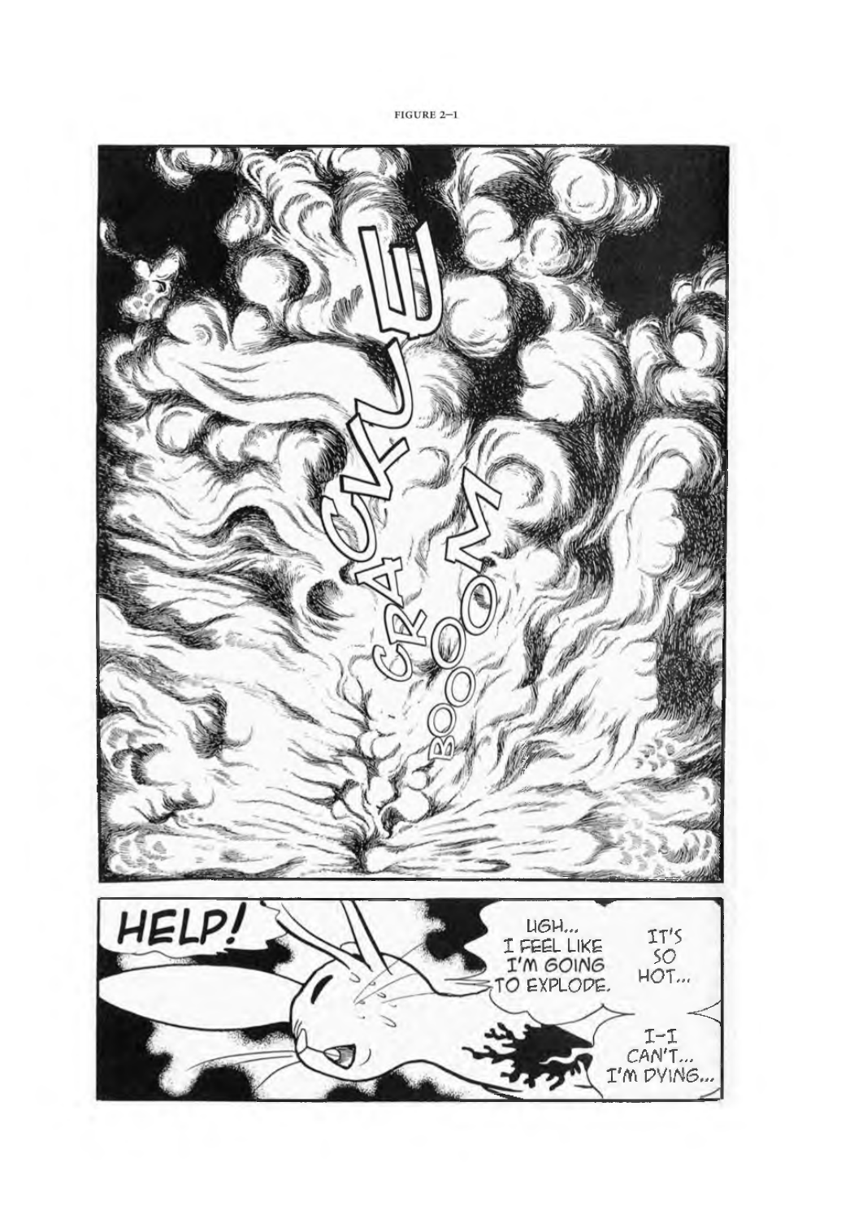FIGURE 2–1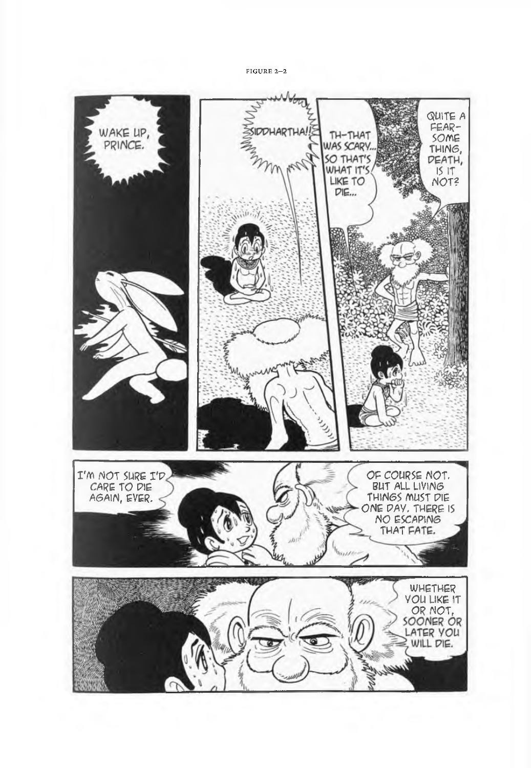FIGURE 2–2

WAKE UP, PRINCE.

SIDDHARTHA!!

TH-THAT WAS SCARY... SO THAT'S WHAT IT'S LIKE TO DIE...

QUITE A FEAR-SOME THING, DEATH, IS IT NOT?

I'M NOT SURE I'D CARE TO DIE AGAIN, EVER.

OF COURSE NOT. BUT ALL LIVING THINGS MUST DIE ONE DAY. THERE IS NO ESCAPING THAT FATE.

WHETHER YOU LIKE IT OR NOT, SOONER OR LATER YOU WILL DIE.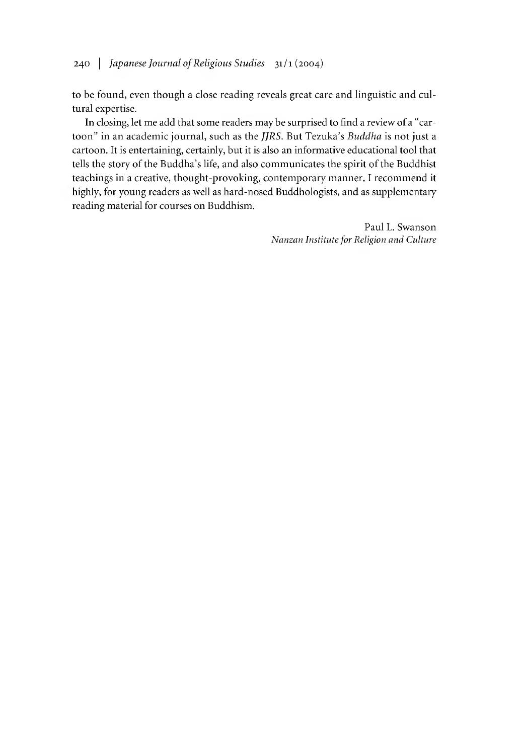to be found, even though a close reading reveals great care and linguistic and cultural expertise.

In closing, let me add that some readers may be surprised to find a review of a "cartoon" in an academic journal, such as the *JJRS*. But Tezuka's *Buddha* is not just a cartoon. It is entertaining, certainly, but it is also an informative educational tool that tells the story of the Buddha's life, and also communicates the spirit of the Buddhist teachings in a creative, thought-provoking, contemporary manner. I recommend it highly, for young readers as well as hard-nosed Buddhologists, and as supplementary reading material for courses on Buddhism.

Paul L. Swanson
*Nanzan Institute for Religion and Culture*